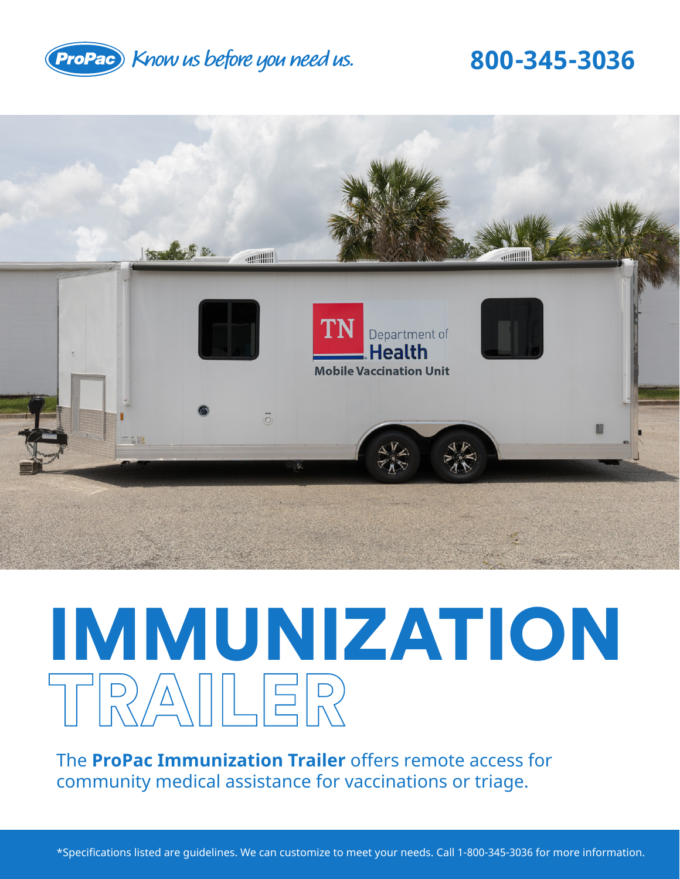ProPac *Know us before you need us.*

**800-345-3036**

# IMMUNIZATION TRAILER

The **ProPac Immunization Trailer** offers remote access for community medical assistance for vaccinations or triage.

*Specifications listed are guidelines. We can customize to meet your needs. Call 1-800-345-3036 for more information.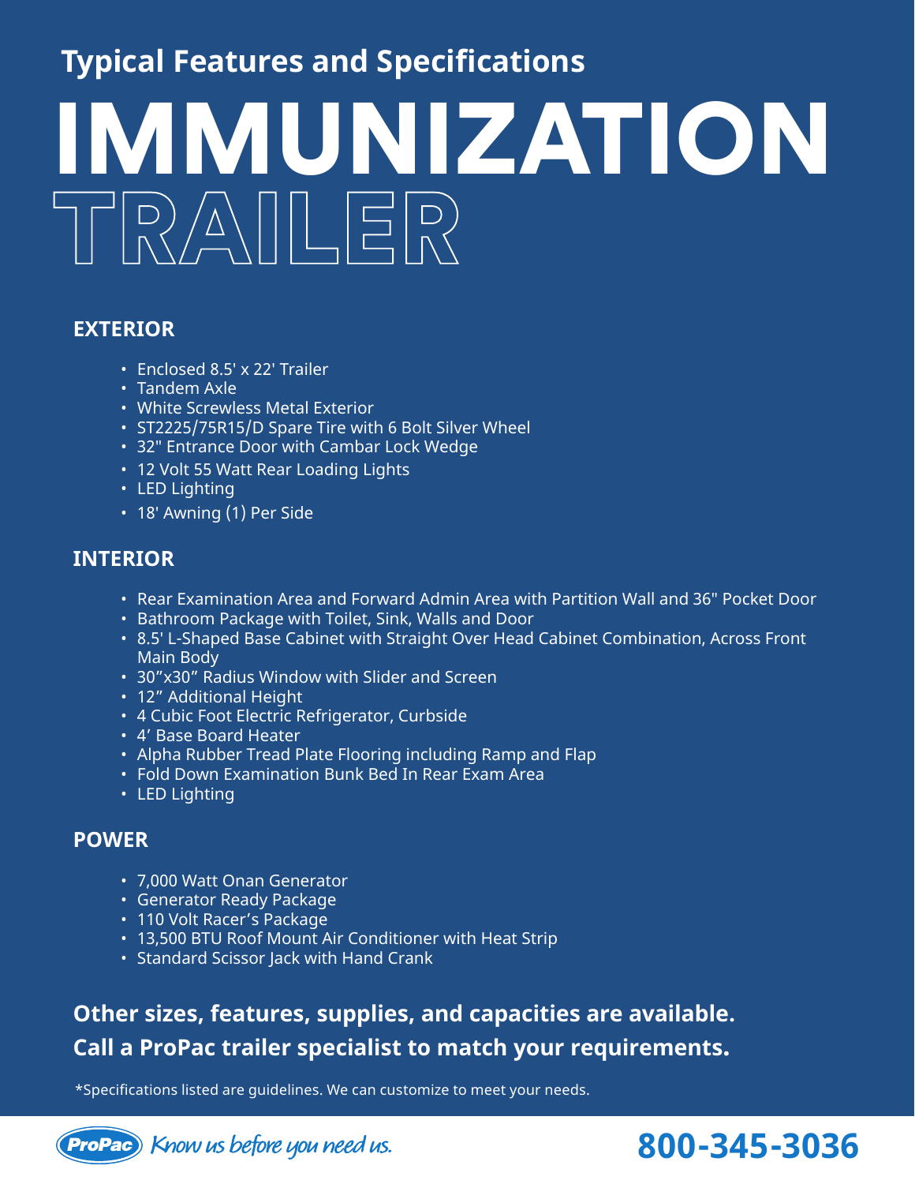## Typical Features and Specifications

# IMMUNIZATION TRAILER

### EXTERIOR

- Enclosed 8.5' x 22' Trailer
- Tandem Axle
- White Screwless Metal Exterior
- ST2225/75R15/D Spare Tire with 6 Bolt Silver Wheel
- 32" Entrance Door with Cambar Lock Wedge
- 12 Volt 55 Watt Rear Loading Lights
- LED Lighting
- 18' Awning (1) Per Side

### INTERIOR

- Rear Examination Area and Forward Admin Area with Partition Wall and 36" Pocket Door
- Bathroom Package with Toilet, Sink, Walls and Door
- 8.5' L-Shaped Base Cabinet with Straight Over Head Cabinet Combination, Across Front Main Body
- 30”x30” Radius Window with Slider and Screen
- 12” Additional Height
- 4 Cubic Foot Electric Refrigerator, Curbside
- 4’ Base Board Heater
- Alpha Rubber Tread Plate Flooring including Ramp and Flap
- Fold Down Examination Bunk Bed In Rear Exam Area
- LED Lighting

### POWER

- 7,000 Watt Onan Generator
- Generator Ready Package
- 110 Volt Racer’s Package
- 13,500 BTU Roof Mount Air Conditioner with Heat Strip
- Standard Scissor Jack with Hand Crank

**Other sizes, features, supplies, and capacities are available.**
**Call a ProPac trailer specialist to match your requirements.**

*Specifications listed are guidelines. We can customize to meet your needs.

ProPac *Know us before you need us.*

**800-345-3036**